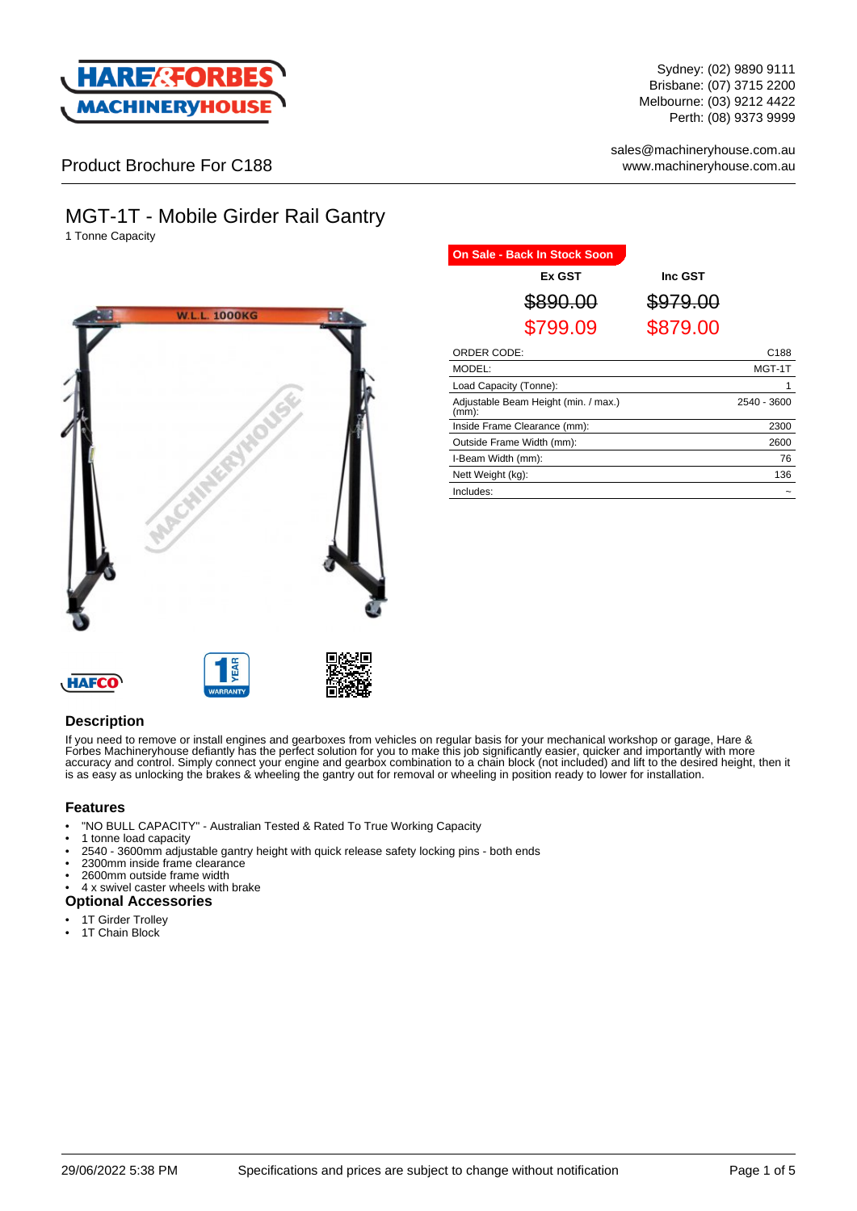Sydney: (02) 9890 9111
Brisbane: (07) 3715 2200
Melbourne: (03) 9212 4422
Perth: (08) 9373 9999

sales@machineryhouse.com.au
www.machineryhouse.com.au

Product Brochure For C188

# MGT-1T - Mobile Girder Rail Gantry

1 Tonne Capacity

**On Sale - Back In Stock Soon**

| Ex GST | Inc GST |
|---|---|
| ~~$890.00~~ | ~~$979.00~~ |
| $799.09 | $879.00 |

| | |
|---|---|
| ORDER CODE: | C188 |
| MODEL: | MGT-1T |
| Load Capacity (Tonne): | 1 |
| Adjustable Beam Height (min. / max.) (mm): | 2540 - 3600 |
| Inside Frame Clearance (mm): | 2300 |
| Outside Frame Width (mm): | 2600 |
| I-Beam Width (mm): | 76 |
| Nett Weight (kg): | 136 |
| Includes: | ~ |

## Description

If you need to remove or install engines and gearboxes from vehicles on regular basis for your mechanical workshop or garage, Hare & Forbes Machineryhouse defiantly has the perfect solution for you to make this job significantly easier, quicker and importantly with more accuracy and control. Simply connect your engine and gearbox combination to a chain block (not included) and lift to the desired height, then it is as easy as unlocking the brakes & wheeling the gantry out for removal or wheeling in position ready to lower for installation.

## Features

- "NO BULL CAPACITY" - Australian Tested & Rated To True Working Capacity
- 1 tonne load capacity
- 2540 - 3600mm adjustable gantry height with quick release safety locking pins - both ends
- 2300mm inside frame clearance
- 2600mm outside frame width
- 4 x swivel caster wheels with brake

## Optional Accessories

- 1T Girder Trolley
- 1T Chain Block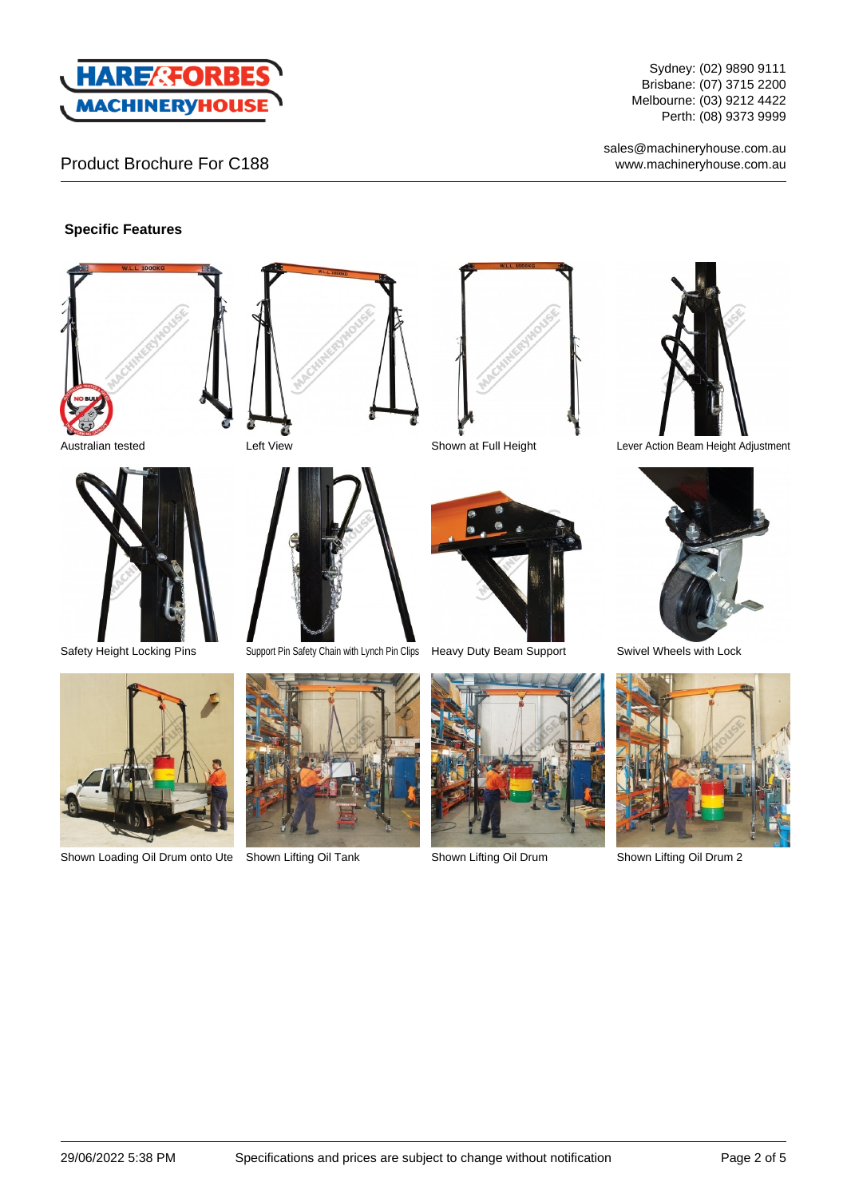Product Brochure For C188

Sydney: (02) 9890 9111
Brisbane: (07) 3715 2200
Melbourne: (03) 9212 4422
Perth: (08) 9373 9999

sales@machineryhouse.com.au
www.machineryhouse.com.au

## Specific Features

Australian tested

Left View

Shown at Full Height

Lever Action Beam Height Adjustment

Safety Height Locking Pins

Support Pin Safety Chain with Lynch Pin Clips

Heavy Duty Beam Support

Swivel Wheels with Lock

Shown Loading Oil Drum onto Ute

Shown Lifting Oil Tank

Shown Lifting Oil Drum

Shown Lifting Oil Drum 2

29/06/2022 5:38 PM Specifications and prices are subject to change without notification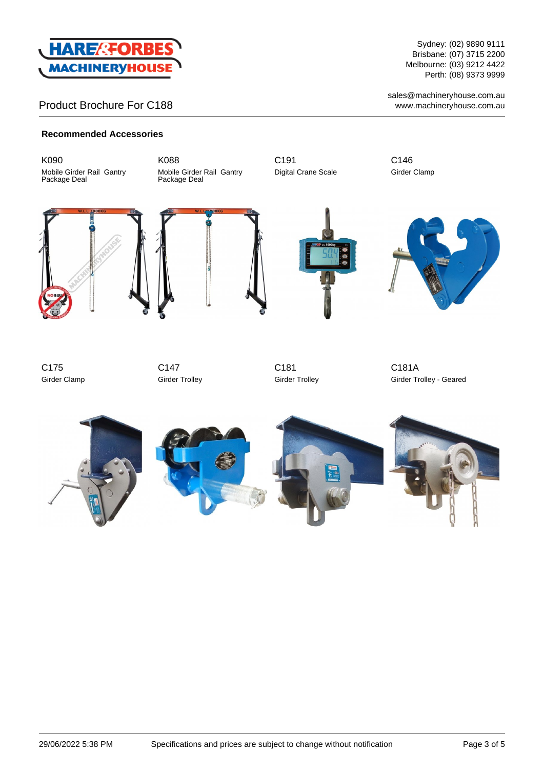Product Brochure For C188

Sydney: (02) 9890 9111
Brisbane: (07) 3715 2200
Melbourne: (03) 9212 4422
Perth: (08) 9373 9999

sales@machineryhouse.com.au
www.machineryhouse.com.au

### Recommended Accessories

K090
Mobile Girder Rail Gantry Package Deal

K088
Mobile Girder Rail Gantry Package Deal

C191
Digital Crane Scale

C146
Girder Clamp

C175
Girder Clamp

C147
Girder Trolley

C181
Girder Trolley

C181A
Girder Trolley - Geared

29/06/2022 5:38 PM — Specifications and prices are subject to change without notification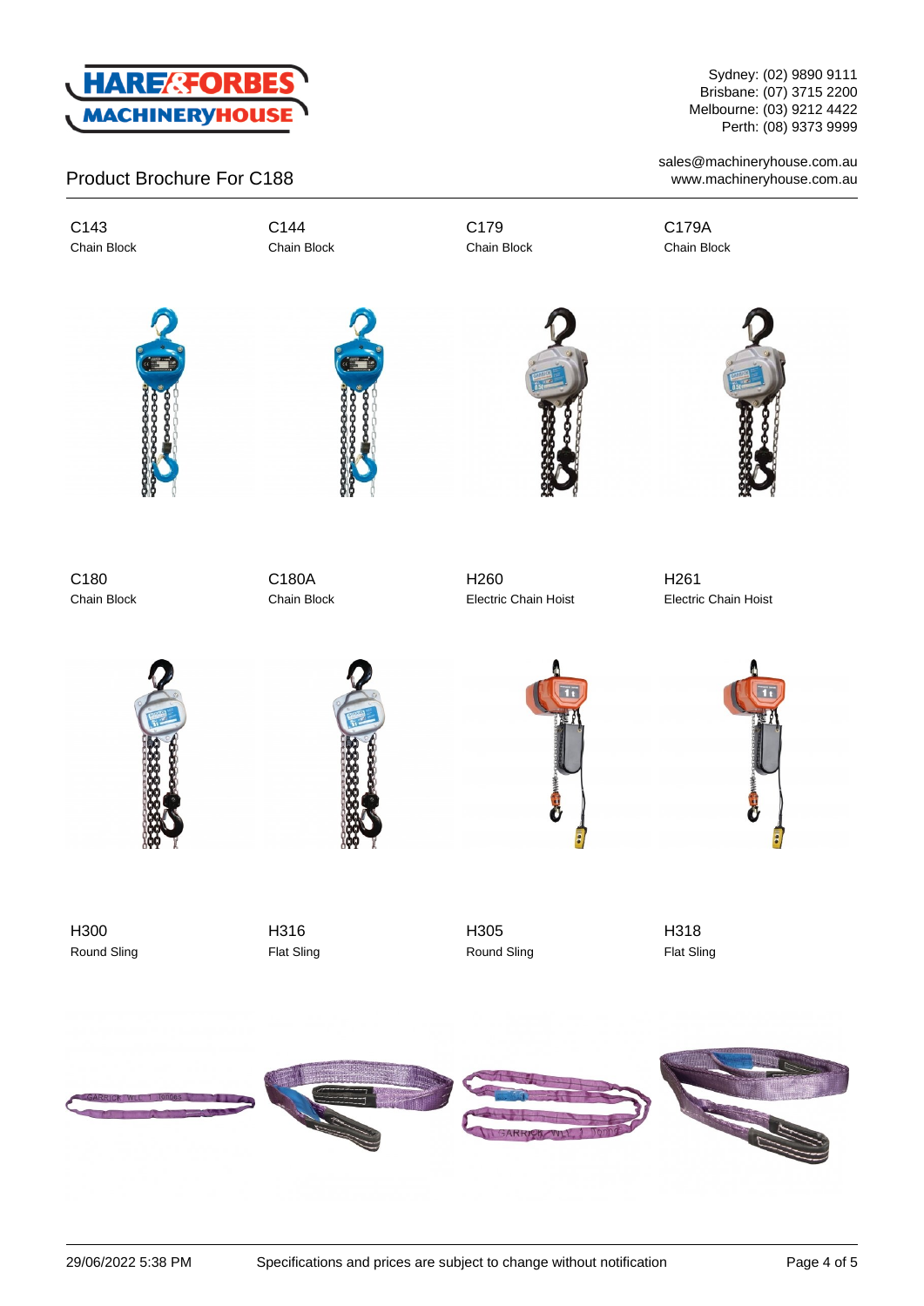Product Brochure For C188

C143
Chain Block

C144
Chain Block

C179
Chain Block

C179A
Chain Block

C180
Chain Block

C180A
Chain Block

H260
Electric Chain Hoist

H261
Electric Chain Hoist

H300
Round Sling

H316
Flat Sling

H305
Round Sling

H318
Flat Sling

29/06/2022 5:38 PM Specifications and prices are subject to change without notification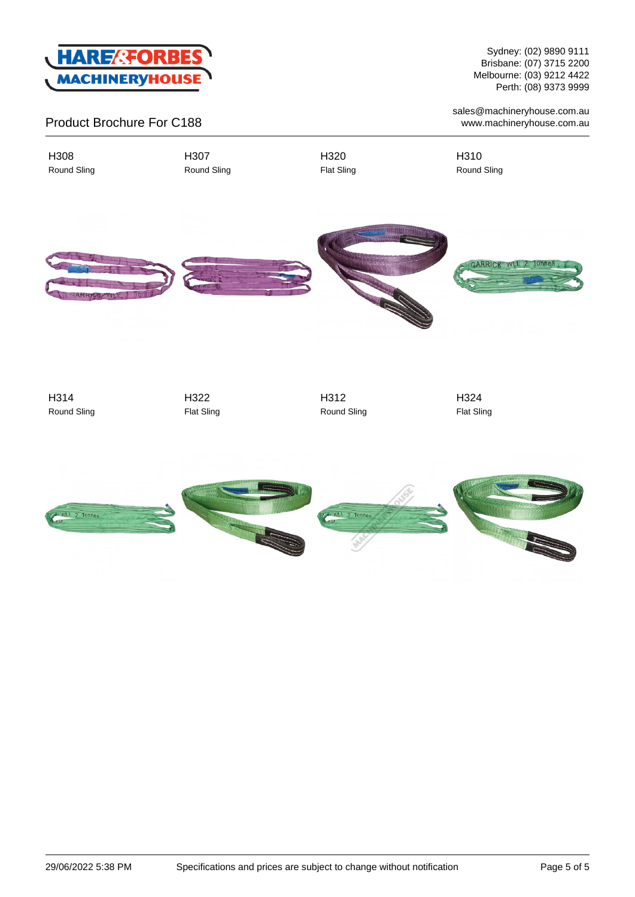Product Brochure For C188

Sydney: (02) 9890 9111
Brisbane: (07) 3715 2200
Melbourne: (03) 9212 4422
Perth: (08) 9373 9999

sales@machineryhouse.com.au
www.machineryhouse.com.au

H308
Round Sling

H307
Round Sling

H320
Flat Sling

H310
Round Sling

H314
Round Sling

H322
Flat Sling

H312
Round Sling

H324
Flat Sling